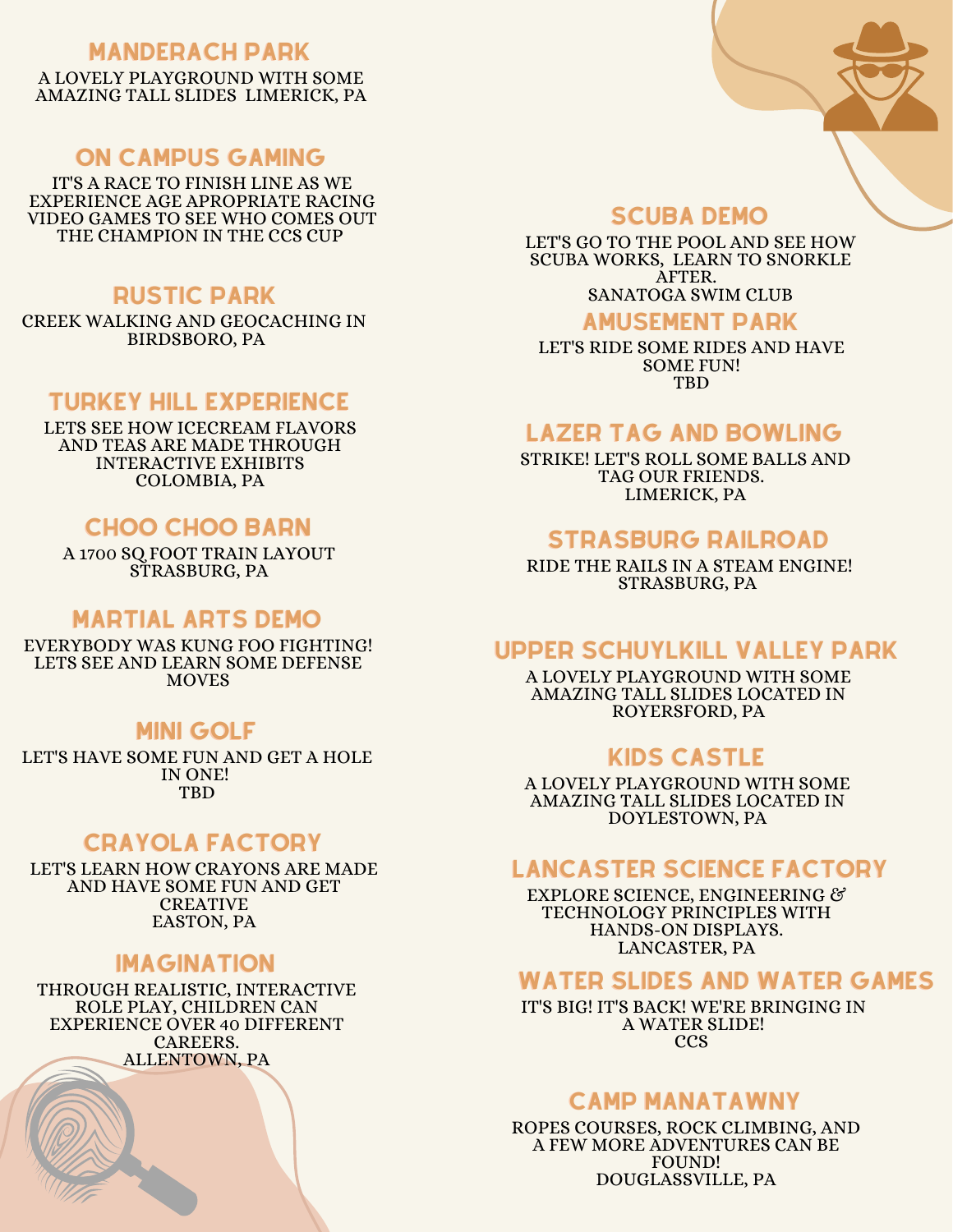## MANDERACH PARK

A LOVELY PLAYGROUND WITH SOME AMAZING TALL SLIDES LIMERICK, PA

## ON CAMPUS GAMING

IT'S A RACE TO FINISH LINE AS WE EXPERIENCE AGE APROPRIATE RACING VIDEO GAMES TO SEE WHO COMES OUT THE CHAMPION IN THE CCS CUP

## RUSTIC PARK

CREEK WALKING AND GEOCACHING IN BIRDSBORO, PA

## TURKEY HILL EXPERIENCE

LETS SEE HOW ICECREAM FLAVORS AND TEAS ARE MADE THROUGH INTERACTIVE EXHIBITS
COLOMBIA, PA

## CHOO CHOO BARN

A 1700 SQ FOOT TRAIN LAYOUT
STRASBURG, PA

## MARTIAL ARTS DEMO

EVERYBODY WAS KUNG FOO FIGHTING! LETS SEE AND LEARN SOME DEFENSE MOVES

## MINI GOLF

LET'S HAVE SOME FUN AND GET A HOLE IN ONE!
TBD

## CRAYOLA FACTORY

LET'S LEARN HOW CRAYONS ARE MADE AND HAVE SOME FUN AND GET CREATIVE
EASTON, PA

## IMAGINATION

THROUGH REALISTIC, INTERACTIVE ROLE PLAY, CHILDREN CAN EXPERIENCE OVER 40 DIFFERENT CAREERS.
ALLENTOWN, PA

## SCUBA DEMO

LET'S GO TO THE POOL AND SEE HOW SCUBA WORKS, LEARN TO SNORKLE AFTER.
SANATOGA SWIM CLUB

## AMUSEMENT PARK

LET'S RIDE SOME RIDES AND HAVE SOME FUN!
TBD

## LAZER TAG AND BOWLING

STRIKE! LET'S ROLL SOME BALLS AND TAG OUR FRIENDS.
LIMERICK, PA

## STRASBURG RAILROAD

RIDE THE RAILS IN A STEAM ENGINE!
STRASBURG, PA

## UPPER SCHUYLKILL VALLEY PARK

A LOVELY PLAYGROUND WITH SOME AMAZING TALL SLIDES LOCATED IN ROYERSFORD, PA

## KIDS CASTLE

A LOVELY PLAYGROUND WITH SOME AMAZING TALL SLIDES LOCATED IN DOYLESTOWN, PA

## LANCASTER SCIENCE FACTORY

EXPLORE SCIENCE, ENGINEERING & TECHNOLOGY PRINCIPLES WITH HANDS-ON DISPLAYS.
LANCASTER, PA

## WATER SLIDES AND WATER GAMES

IT'S BIG! IT'S BACK! WE'RE BRINGING IN A WATER SLIDE!
CCS

## CAMP MANATAWNY

ROPES COURSES, ROCK CLIMBING, AND A FEW MORE ADVENTURES CAN BE FOUND!
DOUGLASSVILLE, PA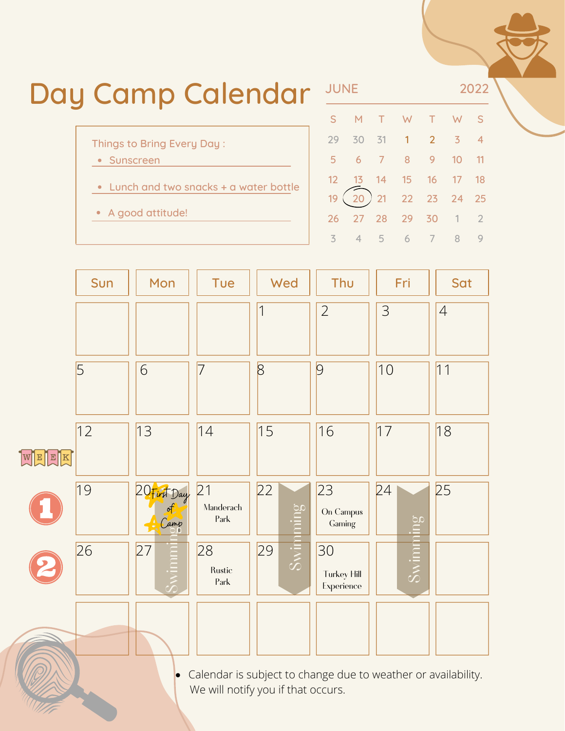# Day Camp Calendar

**JUNE 2022**

| S | M | T | W | T | W | S |
|---|---|---|---|---|---|---|
| 29 | 30 | 31 | 1 | 2 | 3 | 4 |
| 5 | 6 | 7 | 8 | 9 | 10 | 11 |
| 12 | 13 | 14 | 15 | 16 | 17 | 18 |
| 19 | 20 | 21 | 22 | 23 | 24 | 25 |
| 26 | 27 | 28 | 29 | 30 | 1 | 2 |
| 3 | 4 | 5 | 6 | 7 | 8 | 9 |

Things to Bring Every Day :

- Sunscreen
- Lunch and two snacks + a water bottle
- A good attitude!

| | Sun | Mon | Tue | Wed | Thu | Fri | Sat |
|---|---|---|---|---|---|---|---|
| | | | | 1 | 2 | 3 | 4 |
| | 5 | 6 | 7 | 8 | 9 | 10 | 11 |
| WEEK | 12 | 13 | 14 | 15 | 16 | 17 | 18 |
| 1 | 19 | 20 First Day of Camp; Swimming | 21 Manderach Park | 22 Swimming | 23 On Campus Gaming | 24 Swimming | 25 |
| 2 | 26 | 27 Swimming | 28 Rustic Park | 29 Swimming | 30 Turkey Hill Experience | Swimming | |
| | | | | | | | |

- Calendar is subject to change due to weather or availability. We will notify you if that occurs.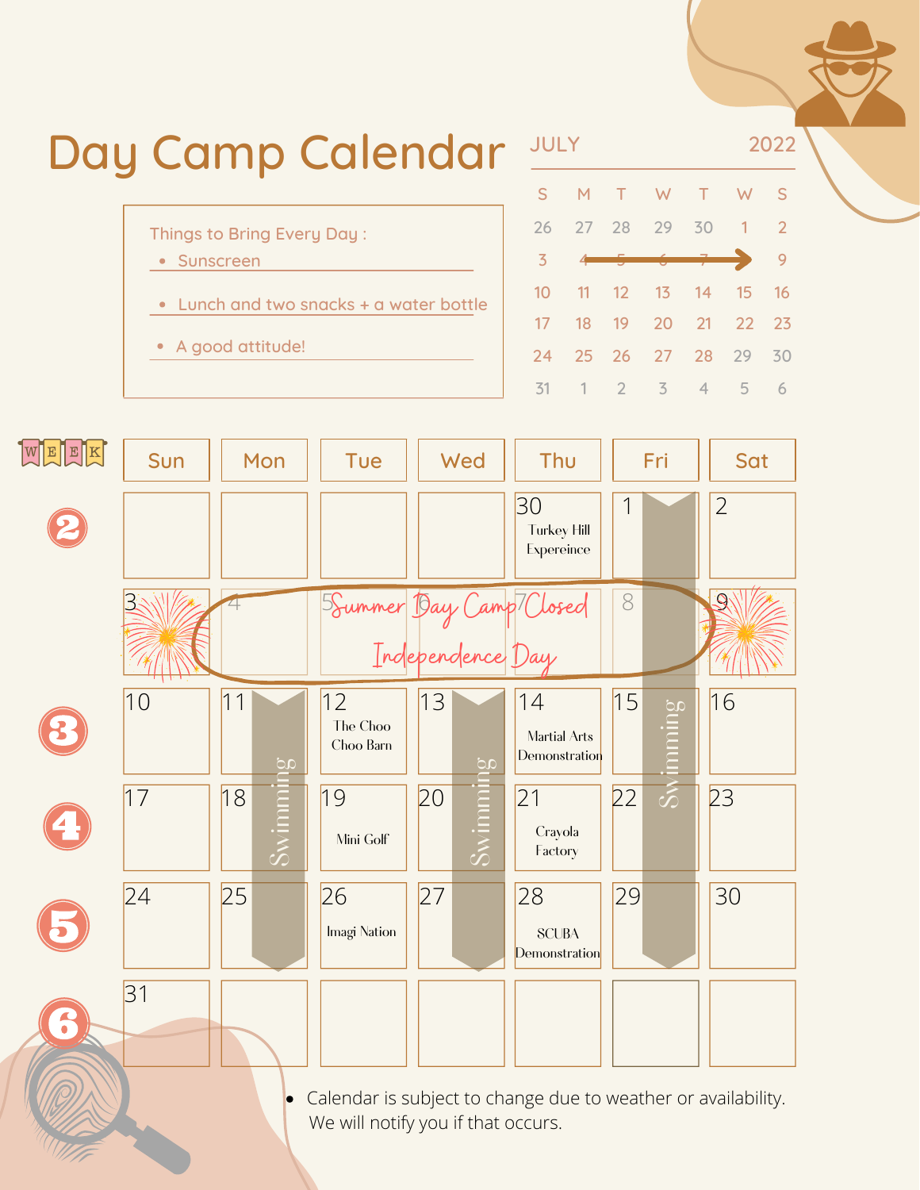# Day Camp Calendar

**JULY 2022**

| S | M | T | W | T | W | S |
|---|---|---|---|---|---|---|
| 26 | 27 | 28 | 29 | 30 | 1 | 2 |
| 3 | 4 | 5 | 6 | 7 | | 9 |
| 10 | 11 | 12 | 13 | 14 | 15 | 16 |
| 17 | 18 | 19 | 20 | 21 | 22 | 23 |
| 24 | 25 | 26 | 27 | 28 | 29 | 30 |
| 31 | 1 | 2 | 3 | 4 | 5 | 6 |

Things to Bring Every Day :

- Sunscreen
- Lunch and two snacks + a water bottle
- A good attitude!

| WEEK | Sun | Mon | Tue | Wed | Thu | Fri | Sat |
|---|---|---|---|---|---|---|---|
| 2 | | | | | 30 Turkey Hill Expereince | 1 Swimming | 2 |
| | 3 | 4 Summer Day Camp Closed Independence Day | 5 Summer Day Camp Closed Independence Day | 6 Summer Day Camp Closed Independence Day | 7 Summer Day Camp Closed Independence Day | 8 Swimming | 9 |
| 3 | 10 | 11 Swimming | 12 The Choo Choo Barn | 13 Swimming | 14 Martial Arts Demonstration | 15 Swimming | 16 |
| 4 | 17 | 18 Swimming | 19 Mini Golf | 20 Swimming | 21 Crayola Factory | 22 Swimming | 23 |
| 5 | 24 | 25 Swimming | 26 Imagi Nation | 27 Swimming | 28 SCUBA Demonstration | 29 Swimming | 30 |
| 6 | 31 | | | | | | |

- Calendar is subject to change due to weather or availability. We will notify you if that occurs.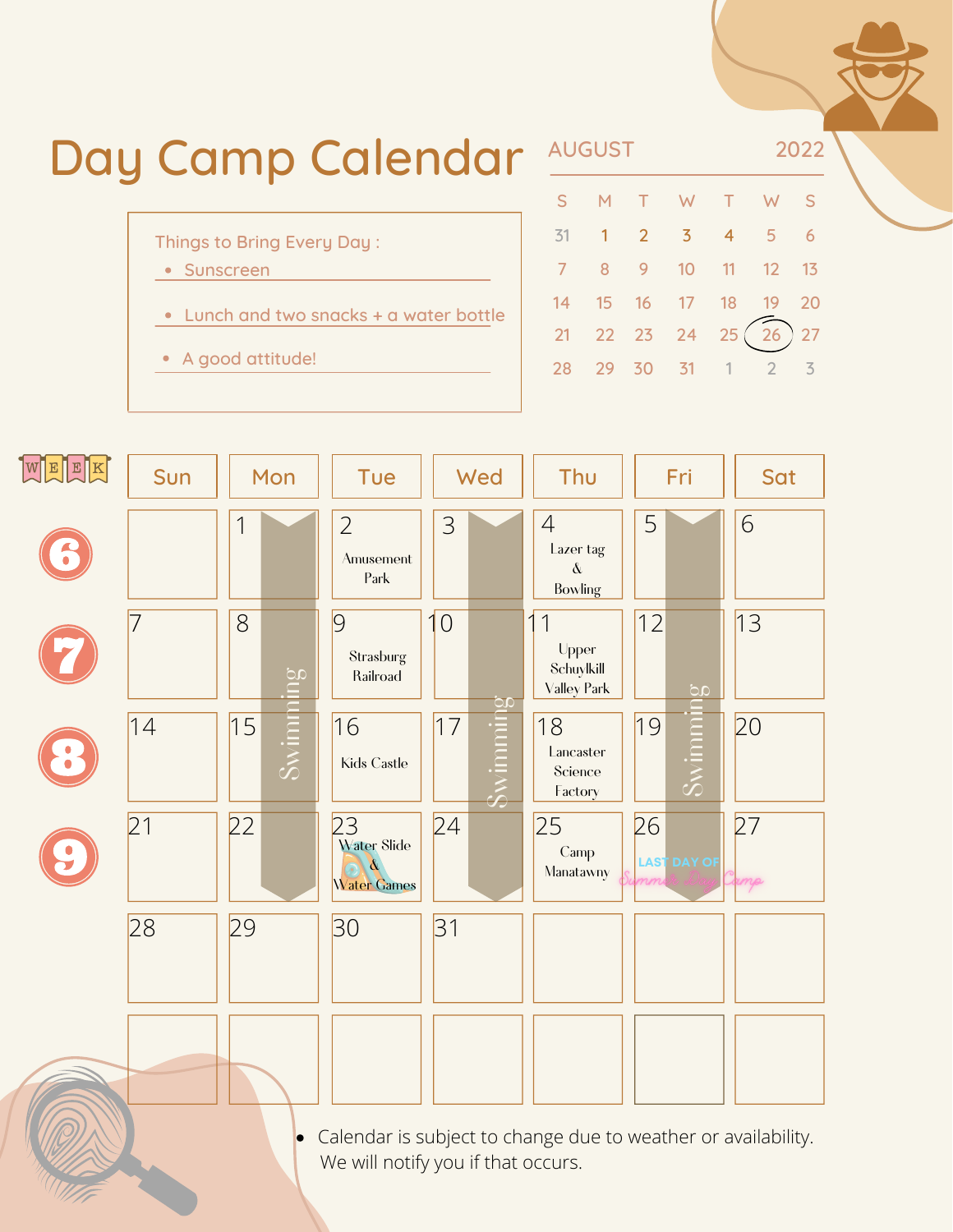# Day Camp Calendar

**Things to Bring Every Day :**

- Sunscreen
- Lunch and two snacks + a water bottle
- A good attitude!

**AUGUST 2022**

| S | M | T | W | T | W | S |
|---|---|---|---|---|---|---|
| 31 | 1 | 2 | 3 | 4 | 5 | 6 |
| 7 | 8 | 9 | 10 | 11 | 12 | 13 |
| 14 | 15 | 16 | 17 | 18 | 19 | 20 |
| 21 | 22 | 23 | 24 | 25 | 26 | 27 |
| 28 | 29 | 30 | 31 | 1 | 2 | 3 |

| WEEK | Sun | Mon | Tue | Wed | Thu | Fri | Sat |
|---|---|---|---|---|---|---|---|
| 6 | | 1 Swimming | 2 Amusement Park | 3 Swimming | 4 Lazer tag & Bowling | 5 Swimming | 6 |
| 7 | 7 | 8 Swimming | 9 Strasburg Railroad | 10 Swimming | 11 Upper Schuylkill Valley Park | 12 Swimming | 13 |
| 8 | 14 | 15 Swimming | 16 Kids Castle | 17 Swimming | 18 Lancaster Science Factory | 19 Swimming | 20 |
| 9 | 21 | 22 Swimming | 23 Water Slide & Water Games | 24 Swimming | 25 Camp Manatawny | 26 Swimming LAST DAY OF Summer Day Camp | 27 |
| | 28 | 29 | 30 | 31 | | | |
| | | | | | | | |

- Calendar is subject to change due to weather or availability. We will notify you if that occurs.